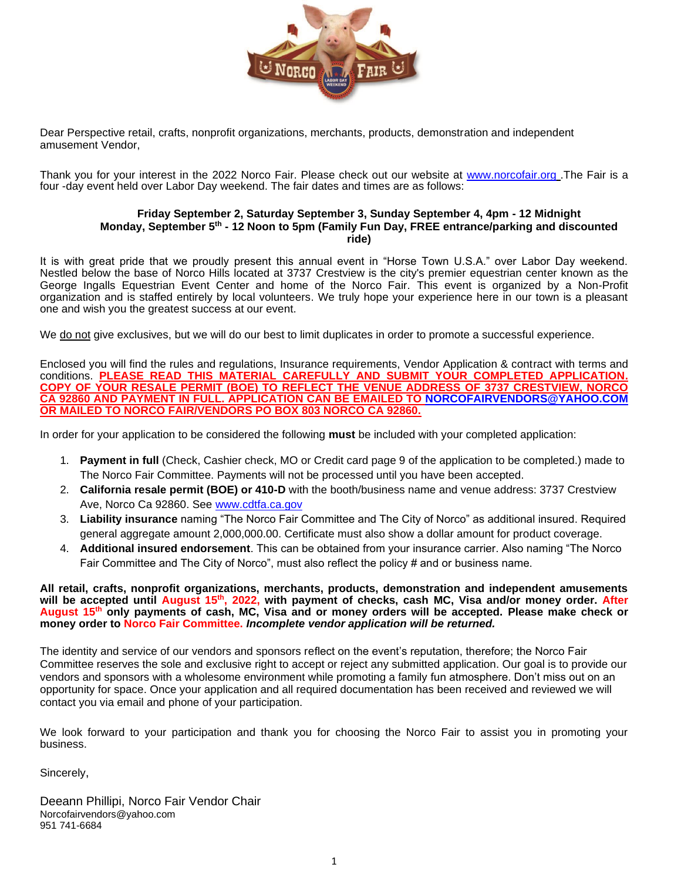Dear Perspective retail, crafts, nonprofit organizations, merchants, products, demonstration and independent amusement Vendor,

Thank you for your interest in the 2022 Norco Fair. Please check out our website at www.norcofair.org .The Fair is a four -day event held over Labor Day weekend. The fair dates and times are as follows:

**Friday September 2, Saturday September 3, Sunday September 4, 4pm - 12 Midnight**
**Monday, September 5th - 12 Noon to 5pm (Family Fun Day, FREE entrance/parking and discounted ride)**

It is with great pride that we proudly present this annual event in "Horse Town U.S.A." over Labor Day weekend. Nestled below the base of Norco Hills located at 3737 Crestview is the city's premier equestrian center known as the George Ingalls Equestrian Event Center and home of the Norco Fair. This event is organized by a Non-Profit organization and is staffed entirely by local volunteers. We truly hope your experience here in our town is a pleasant one and wish you the greatest success at our event.

We do not give exclusives, but we will do our best to limit duplicates in order to promote a successful experience.

Enclosed you will find the rules and regulations, Insurance requirements, Vendor Application & contract with terms and conditions. **PLEASE READ THIS MATERIAL CAREFULLY AND SUBMIT YOUR COMPLETED APPLICATION. COPY OF YOUR RESALE PERMIT (BOE) TO REFLECT THE VENUE ADDRESS OF 3737 CRESTVIEW, NORCO CA 92860 AND PAYMENT IN FULL. APPLICATION CAN BE EMAILED TO NORCOFAIRVENDORS@YAHOO.COM OR MAILED TO NORCO FAIR/VENDORS PO BOX 803 NORCO CA 92860.**

In order for your application to be considered the following **must** be included with your completed application:

1. **Payment in full** (Check, Cashier check, MO or Credit card page 9 of the application to be completed.) made to The Norco Fair Committee. Payments will not be processed until you have been accepted.
2. **California resale permit (BOE) or 410-D** with the booth/business name and venue address: 3737 Crestview Ave, Norco Ca 92860. See www.cdtfa.ca.gov
3. **Liability insurance** naming "The Norco Fair Committee and The City of Norco" as additional insured. Required general aggregate amount 2,000,000.00. Certificate must also show a dollar amount for product coverage.
4. **Additional insured endorsement**. This can be obtained from your insurance carrier. Also naming "The Norco Fair Committee and The City of Norco", must also reflect the policy # and or business name.

**All retail, crafts, nonprofit organizations, merchants, products, demonstration and independent amusements will be accepted until August 15th, 2022, with payment of checks, cash MC, Visa and/or money order. After August 15th only payments of cash, MC, Visa and or money orders will be accepted. Please make check or money order to Norco Fair Committee.** ***Incomplete vendor application will be returned.***

The identity and service of our vendors and sponsors reflect on the event's reputation, therefore; the Norco Fair Committee reserves the sole and exclusive right to accept or reject any submitted application. Our goal is to provide our vendors and sponsors with a wholesome environment while promoting a family fun atmosphere. Don't miss out on an opportunity for space. Once your application and all required documentation has been received and reviewed we will contact you via email and phone of your participation.

We look forward to your participation and thank you for choosing the Norco Fair to assist you in promoting your business.

Sincerely,

Deeann Phillipi, Norco Fair Vendor Chair
Norcofairvendors@yahoo.com
951 741-6684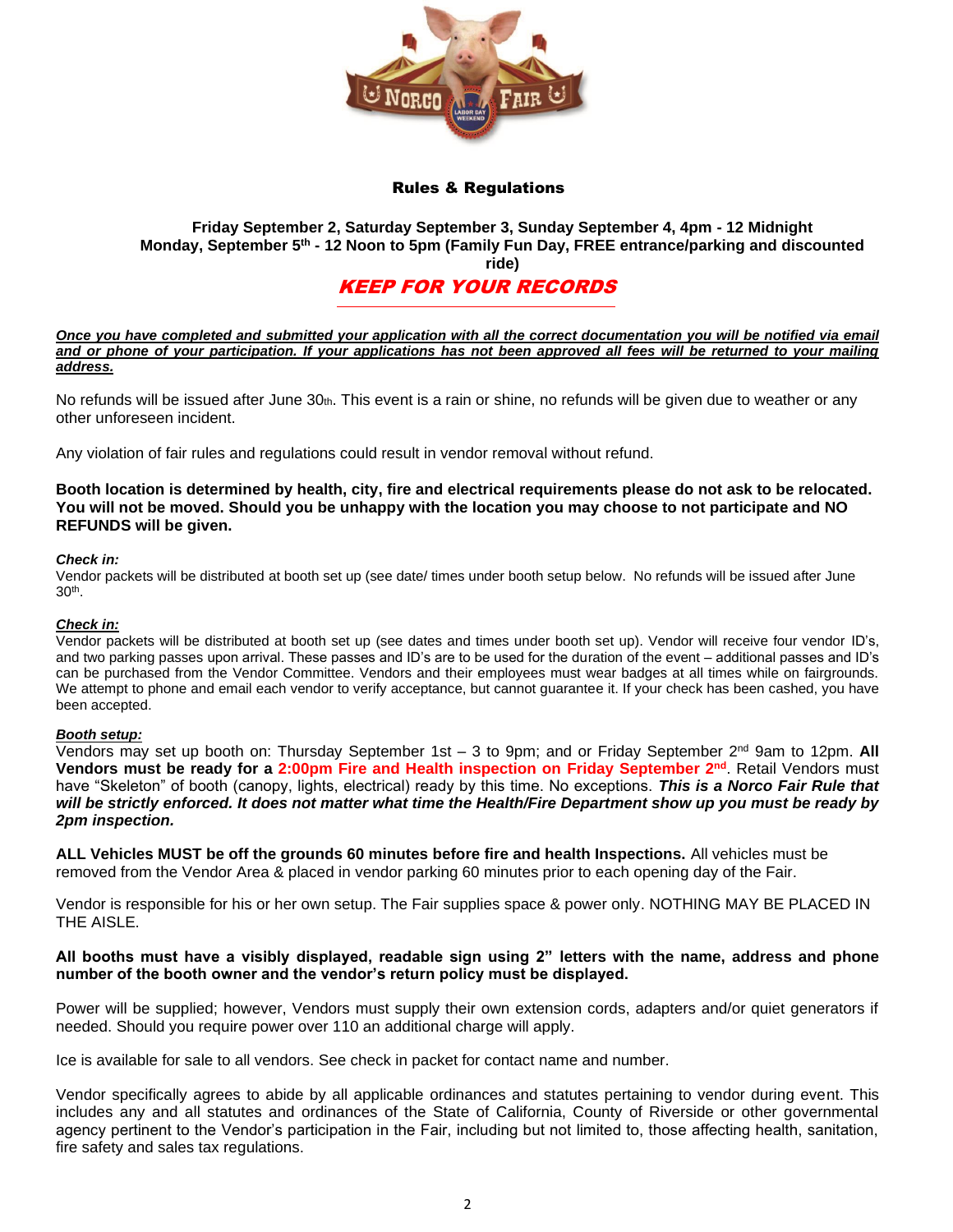## Rules & Regulations

**Friday September 2, Saturday September 3, Sunday September 4, 4pm - 12 Midnight**
**Monday, September 5th - 12 Noon to 5pm (Family Fun Day, FREE entrance/parking and discounted ride)**

***KEEP FOR YOUR RECORDS***

***Once you have completed and submitted your application with all the correct documentation you will be notified via email and or phone of your participation. If your applications has not been approved all fees will be returned to your mailing address.***

No refunds will be issued after June 30th. This event is a rain or shine, no refunds will be given due to weather or any other unforeseen incident.

Any violation of fair rules and regulations could result in vendor removal without refund.

**Booth location is determined by health, city, fire and electrical requirements please do not ask to be relocated. You will not be moved. Should you be unhappy with the location you may choose to not participate and NO REFUNDS will be given.**

***Check in:***
Vendor packets will be distributed at booth set up (see date/ times under booth setup below. No refunds will be issued after June 30th.

***Check in:***
Vendor packets will be distributed at booth set up (see dates and times under booth set up). Vendor will receive four vendor ID's, and two parking passes upon arrival. These passes and ID's are to be used for the duration of the event – additional passes and ID's can be purchased from the Vendor Committee. Vendors and their employees must wear badges at all times while on fairgrounds. We attempt to phone and email each vendor to verify acceptance, but cannot guarantee it. If your check has been cashed, you have been accepted.

***Booth setup:***
Vendors may set up booth on: Thursday September 1st – 3 to 9pm; and or Friday September 2nd 9am to 12pm. **All Vendors must be ready for a 2:00pm Fire and Health inspection on Friday September 2nd**. Retail Vendors must have "Skeleton" of booth (canopy, lights, electrical) ready by this time. No exceptions. ***This is a Norco Fair Rule that will be strictly enforced. It does not matter what time the Health/Fire Department show up you must be ready by 2pm inspection.***

**ALL Vehicles MUST be off the grounds 60 minutes before fire and health Inspections.** All vehicles must be removed from the Vendor Area & placed in vendor parking 60 minutes prior to each opening day of the Fair.

Vendor is responsible for his or her own setup. The Fair supplies space & power only. NOTHING MAY BE PLACED IN THE AISLE.

**All booths must have a visibly displayed, readable sign using 2" letters with the name, address and phone number of the booth owner and the vendor's return policy must be displayed.**

Power will be supplied; however, Vendors must supply their own extension cords, adapters and/or quiet generators if needed. Should you require power over 110 an additional charge will apply.

Ice is available for sale to all vendors. See check in packet for contact name and number.

Vendor specifically agrees to abide by all applicable ordinances and statutes pertaining to vendor during event. This includes any and all statutes and ordinances of the State of California, County of Riverside or other governmental agency pertinent to the Vendor's participation in the Fair, including but not limited to, those affecting health, sanitation, fire safety and sales tax regulations.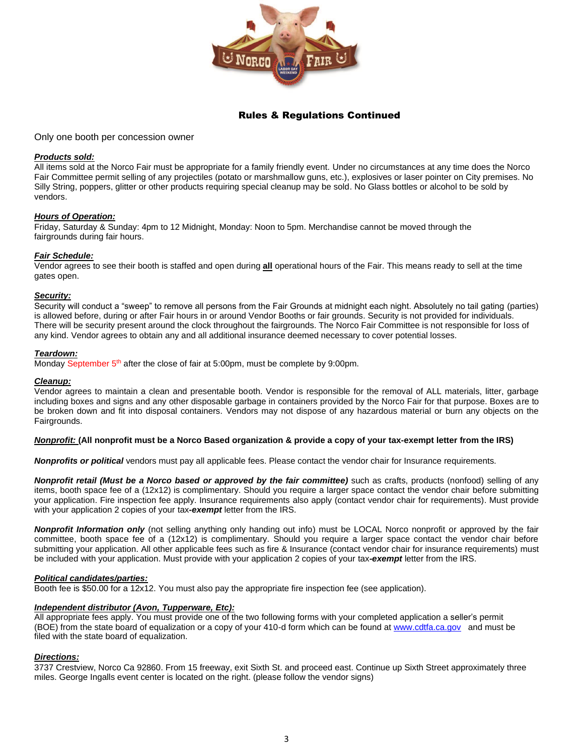## Rules & Regulations Continued

Only one booth per concession owner

***Products sold:***
All items sold at the Norco Fair must be appropriate for a family friendly event. Under no circumstances at any time does the Norco Fair Committee permit selling of any projectiles (potato or marshmallow guns, etc.), explosives or laser pointer on City premises. No Silly String, poppers, glitter or other products requiring special cleanup may be sold. No Glass bottles or alcohol to be sold by vendors.

***Hours of Operation:***
Friday, Saturday & Sunday: 4pm to 12 Midnight, Monday: Noon to 5pm. Merchandise cannot be moved through the fairgrounds during fair hours.

***Fair Schedule:***
Vendor agrees to see their booth is staffed and open during **all** operational hours of the Fair. This means ready to sell at the time gates open.

***Security:***
Security will conduct a "sweep" to remove all persons from the Fair Grounds at midnight each night. Absolutely no tail gating (parties) is allowed before, during or after Fair hours in or around Vendor Booths or fair grounds. Security is not provided for individuals. There will be security present around the clock throughout the fairgrounds. The Norco Fair Committee is not responsible for loss of any kind. Vendor agrees to obtain any and all additional insurance deemed necessary to cover potential losses.

***Teardown:***
Monday September 5th after the close of fair at 5:00pm, must be complete by 9:00pm.

***Cleanup:***
Vendor agrees to maintain a clean and presentable booth. Vendor is responsible for the removal of ALL materials, litter, garbage including boxes and signs and any other disposable garbage in containers provided by the Norco Fair for that purpose. Boxes are to be broken down and fit into disposal containers. Vendors may not dispose of any hazardous material or burn any objects on the Fairgrounds.

***Nonprofit:*** **(All nonprofit must be a Norco Based organization & provide a copy of your tax-exempt letter from the IRS)**

***Nonprofits or political*** vendors must pay all applicable fees. Please contact the vendor chair for Insurance requirements.

***Nonprofit retail (Must be a Norco based or approved by the fair committee)*** such as crafts, products (nonfood) selling of any items, booth space fee of a (12x12) is complimentary. Should you require a larger space contact the vendor chair before submitting your application. Fire inspection fee apply. Insurance requirements also apply (contact vendor chair for requirements). Must provide with your application 2 copies of your tax***-exempt*** letter from the IRS.

***Nonprofit Information only*** (not selling anything only handing out info) must be LOCAL Norco nonprofit or approved by the fair committee, booth space fee of a (12x12) is complimentary. Should you require a larger space contact the vendor chair before submitting your application. All other applicable fees such as fire & Insurance (contact vendor chair for insurance requirements) must be included with your application. Must provide with your application 2 copies of your tax***-exempt*** letter from the IRS.

***Political candidates/parties:***
Booth fee is $50.00 for a 12x12. You must also pay the appropriate fire inspection fee (see application).

***Independent distributor (Avon, Tupperware, Etc):***
All appropriate fees apply. You must provide one of the two following forms with your completed application a seller's permit (BOE) from the state board of equalization or a copy of your 410-d form which can be found at www.cdtfa.ca.gov and must be filed with the state board of equalization.

***Directions:***
3737 Crestview, Norco Ca 92860. From 15 freeway, exit Sixth St. and proceed east. Continue up Sixth Street approximately three miles. George Ingalls event center is located on the right. (please follow the vendor signs)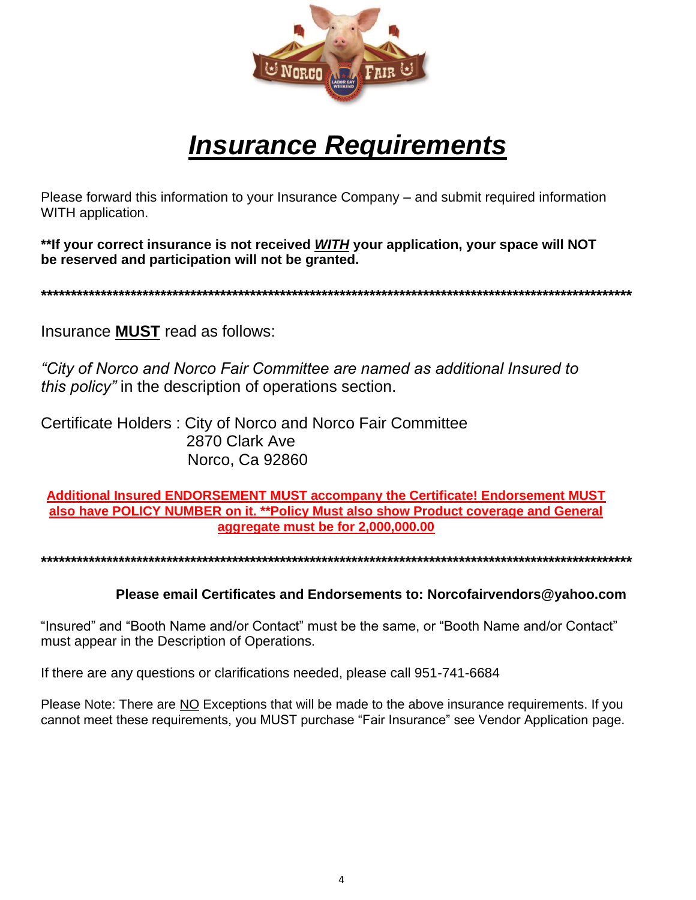# ***Insurance Requirements***

Please forward this information to your Insurance Company – and submit required information WITH application.

**\*\*If your correct insurance is not received *WITH* your application, your space will NOT be reserved and participation will not be granted.**

**\*\*\*\*\*\*\*\*\*\*\*\*\*\*\*\*\*\*\*\*\*\*\*\*\*\*\*\*\*\*\*\*\*\*\*\*\*\*\*\*\*\*\*\*\*\*\*\*\*\*\*\*\*\*\*\*\*\*\*\*\*\*\*\*\*\*\*\*\*\*\*\*\*\*\*\*\*\*\*\*\*\*\*\*\*\*\*\*\*\*\*\*\*\*\*\*\*\*\*\*\*\*\*\*\***

Insurance **MUST** read as follows:

*"City of Norco and Norco Fair Committee are named as additional Insured to this policy"* in the description of operations section.

Certificate Holders : City of Norco and Norco Fair Committee
2870 Clark Ave
Norco, Ca 92860

**Additional Insured ENDORSEMENT MUST accompany the Certificate! Endorsement MUST also have POLICY NUMBER on it. \*\*Policy Must also show Product coverage and General aggregate must be for 2,000,000.00**

**\*\*\*\*\*\*\*\*\*\*\*\*\*\*\*\*\*\*\*\*\*\*\*\*\*\*\*\*\*\*\*\*\*\*\*\*\*\*\*\*\*\*\*\*\*\*\*\*\*\*\*\*\*\*\*\*\*\*\*\*\*\*\*\*\*\*\*\*\*\*\*\*\*\*\*\*\*\*\*\*\*\*\*\*\*\*\*\*\*\*\*\*\*\*\*\*\*\*\*\*\*\*\*\*\*\***

**Please email Certificates and Endorsements to: Norcofairvendors@yahoo.com**

"Insured" and "Booth Name and/or Contact" must be the same, or "Booth Name and/or Contact" must appear in the Description of Operations.

If there are any questions or clarifications needed, please call 951-741-6684

Please Note: There are NO Exceptions that will be made to the above insurance requirements. If you cannot meet these requirements, you MUST purchase "Fair Insurance" see Vendor Application page.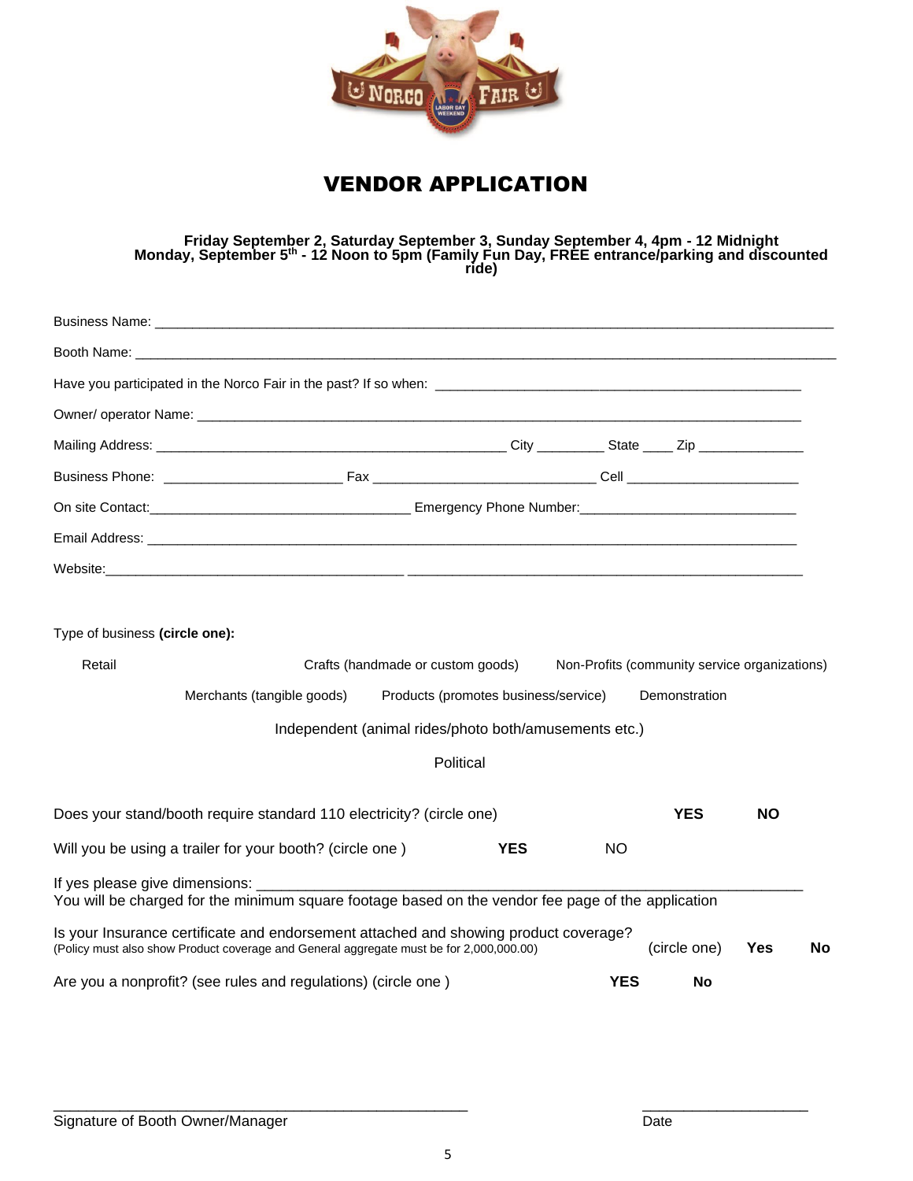# VENDOR APPLICATION

**Friday September 2, Saturday September 3, Sunday September 4, 4pm - 12 Midnight**
**Monday, September 5th - 12 Noon to 5pm (Family Fun Day, FREE entrance/parking and discounted ride)**

Business Name: ____________________________________________________________________________

Booth Name: ______________________________________________________________________________

Have you participated in the Norco Fair in the past? If so when: ____________________________________

Owner/ operator Name: _____________________________________________________________________

Mailing Address: ________________________________ City _________ State ____ Zip ______________

Business Phone: _______________________ Fax ____________________________ Cell _______________________

On site Contact:__________________________________ Emergency Phone Number:___________________________

Email Address: ____________________________________________________________________________

Website:_______________________________________ _________________________________________

Type of business **(circle one):**

Retail    Crafts (handmade or custom goods)    Non-Profits (community service organizations)

Merchants (tangible goods)    Products (promotes business/service)    Demonstration

Independent (animal rides/photo both/amusements etc.)

Political

Does your stand/booth require standard 110 electricity? (circle one)    **YES**    **NO**

Will you be using a trailer for your booth? (circle one )    **YES**    NO

If yes please give dimensions: _______________________________________________________________
You will be charged for the minimum square footage based on the vendor fee page of the application

Is your Insurance certificate and endorsement attached and showing product coverage?
(Policy must also show Product coverage and General aggregate must be for 2,000,000.00)    (circle one)    **Yes**    **No**

Are you a nonprofit? (see rules and regulations) (circle one )    **YES**    **No**

_______________________________________________    ____________________
Signature of Booth Owner/Manager    Date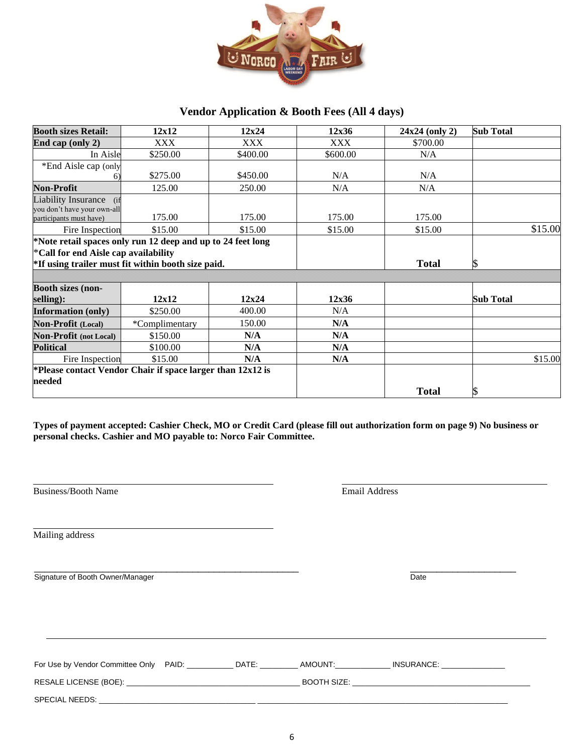## Vendor Application & Booth Fees (All 4 days)

| Booth sizes Retail: | 12x12 | 12x24 | 12x36 | 24x24 (only 2) | Sub Total |
|---|---|---|---|---|---|
| End cap (only 2) | XXX | XXX | XXX | $700.00 | |
| In Aisle | $250.00 | $400.00 | $600.00 | N/A | |
| *End Aisle cap (only 6) | $275.00 | $450.00 | N/A | N/A | |
| Non-Profit | 125.00 | 250.00 | N/A | N/A | |
| Liability Insurance (if you don't have your own-all participants must have) | 175.00 | 175.00 | 175.00 | 175.00 | |
| Fire Inspection | $15.00 | $15.00 | $15.00 | $15.00 | $15.00 |
| *Note retail spaces only run 12 deep and up to 24 feet long<br>*Call for end Aisle cap availability<br>*If using trailer must fit within booth size paid. | | | | Total | $ |

| Booth sizes (non-selling): | 12x12 | 12x24 | 12x36 | | Sub Total |
|---|---|---|---|---|---|
| Information (only) | $250.00 | 400.00 | N/A | | |
| Non-Profit (Local) | *Complimentary | 150.00 | N/A | | |
| Non-Profit (not Local) | $150.00 | N/A | N/A | | |
| Political | $100.00 | N/A | N/A | | |
| Fire Inspection | $15.00 | N/A | N/A | | $15.00 |
| *Please contact Vendor Chair if space larger than 12x12 is needed | | | | Total | $ |

**Types of payment accepted: Cashier Check, MO or Credit Card (please fill out authorization form on page 9) No business or personal checks. Cashier and MO payable to: Norco Fair Committee.**

_______________________________________ Business/Booth Name

_______________________________________ Email Address

_______________________________________ Mailing address

_______________________________________ Signature of Booth Owner/Manager

____________________ Date

For Use by Vendor Committee Only PAID: ___________ DATE: _________ AMOUNT:_____________ INSURANCE: _______________

RESALE LICENSE (BOE): ________________________________________ BOOTH SIZE: __________________________________________

SPECIAL NEEDS: ____________________________________ __________________________________________________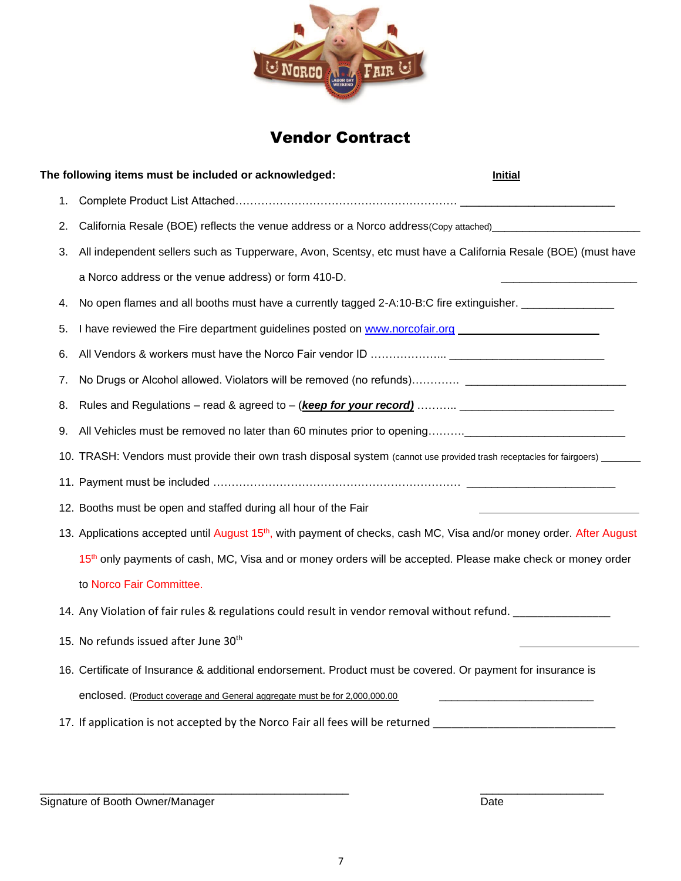# Vendor Contract

**The following items must be included or acknowledged:** **Initial**

1. Complete Product List Attached…………………………………………………… ________________________
2. California Resale (BOE) reflects the venue address or a Norco address(Copy attached)________________________
3. All independent sellers such as Tupperware, Avon, Scentsy, etc must have a California Resale (BOE) (must have a Norco address or the venue address) or form 410-D. ______________________
4. No open flames and all booths must have a currently tagged 2-A:10-B:C fire extinguisher. _______________
5. I have reviewed the Fire department guidelines posted on www.norcofair.org ______________________
6. All Vendors & workers must have the Norco Fair vendor ID ………………... ________________________
7. No Drugs or Alcohol allowed. Violators will be removed (no refunds)…………. ________________________
8. Rules and Regulations – read & agreed to – (***keep for your record)*** ……….. ________________________
9. All Vehicles must be removed no later than 60 minutes prior to opening……….________________________
10. TRASH: Vendors must provide their own trash disposal system (cannot use provided trash receptacles for fairgoers) _______
11. Payment must be included …………………………………………………………. ________________________
12. Booths must be open and staffed during all hour of the Fair ________________________
13. Applications accepted until August 15th, with payment of checks, cash MC, Visa and/or money order. After August 15th only payments of cash, MC, Visa and or money orders will be accepted. Please make check or money order to Norco Fair Committee.
14. Any Violation of fair rules & regulations could result in vendor removal without refund. ________________
15. No refunds issued after June 30th ________________
16. Certificate of Insurance & additional endorsement. Product must be covered. Or payment for insurance is enclosed. (Product coverage and General aggregate must be for 2,000,000.00 ________________________
17. If application is not accepted by the Norco Fair all fees will be returned ______________________________

_______________________________________________ ____________________

Signature of Booth Owner/Manager Date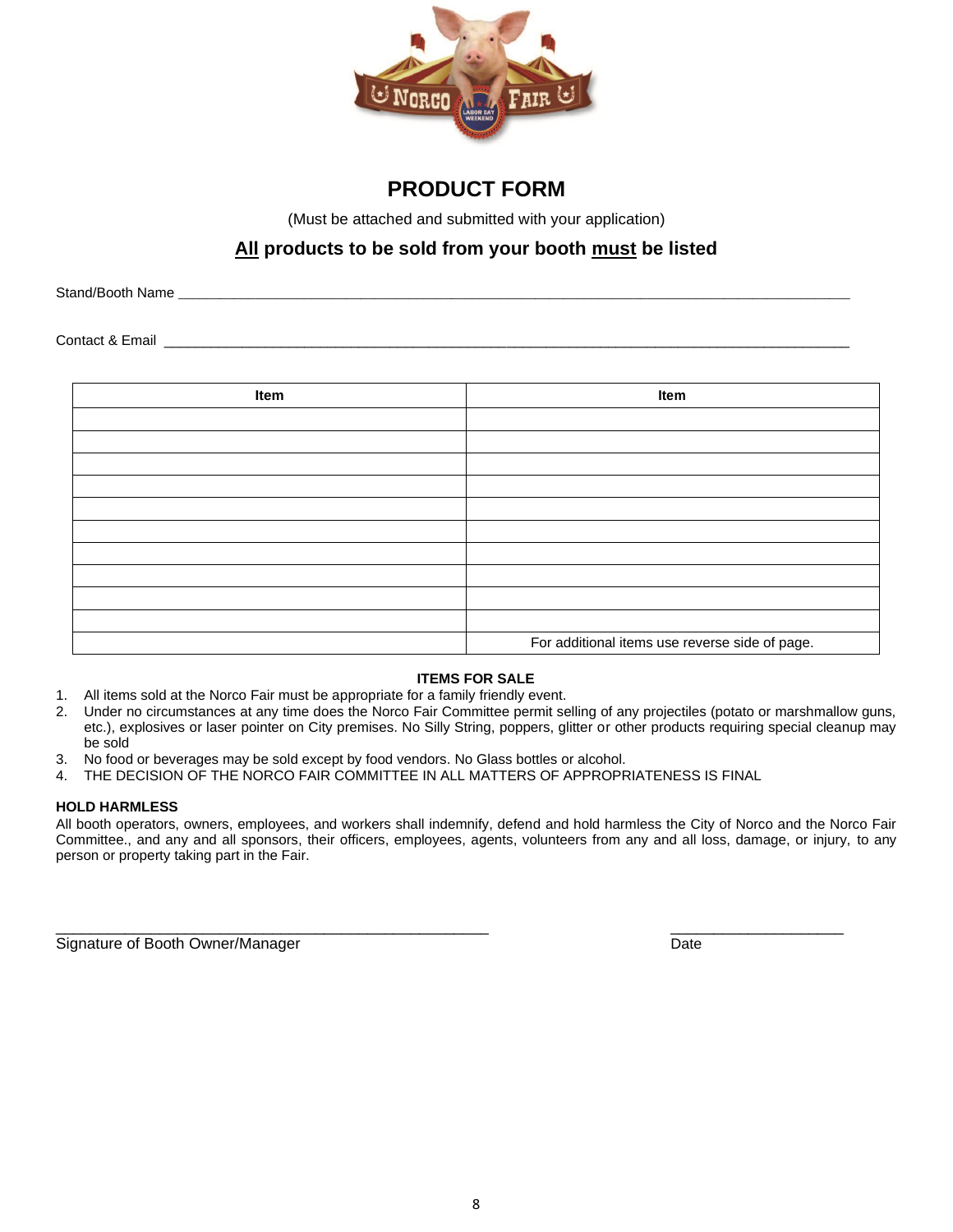# PRODUCT FORM

(Must be attached and submitted with your application)

## **All** products to be sold from your booth **must** be listed

Stand/Booth Name ___________________________________________________________________________

Contact & Email ____________________________________________________________________________

| Item | Item |
|---|---|
| | |
| | |
| | |
| | |
| | |
| | |
| | |
| | |
| | |
| | |
| | For additional items use reverse side of page. |

**ITEMS FOR SALE**

1. All items sold at the Norco Fair must be appropriate for a family friendly event.
2. Under no circumstances at any time does the Norco Fair Committee permit selling of any projectiles (potato or marshmallow guns, etc.), explosives or laser pointer on City premises. No Silly String, poppers, glitter or other products requiring special cleanup may be sold
3. No food or beverages may be sold except by food vendors. No Glass bottles or alcohol.
4. THE DECISION OF THE NORCO FAIR COMMITTEE IN ALL MATTERS OF APPROPRIATENESS IS FINAL

**HOLD HARMLESS**

All booth operators, owners, employees, and workers shall indemnify, defend and hold harmless the City of Norco and the Norco Fair Committee., and any and all sponsors, their officers, employees, agents, volunteers from any and all loss, damage, or injury, to any person or property taking part in the Fair.

_______________________________________________ ____________________

Signature of Booth Owner/Manager Date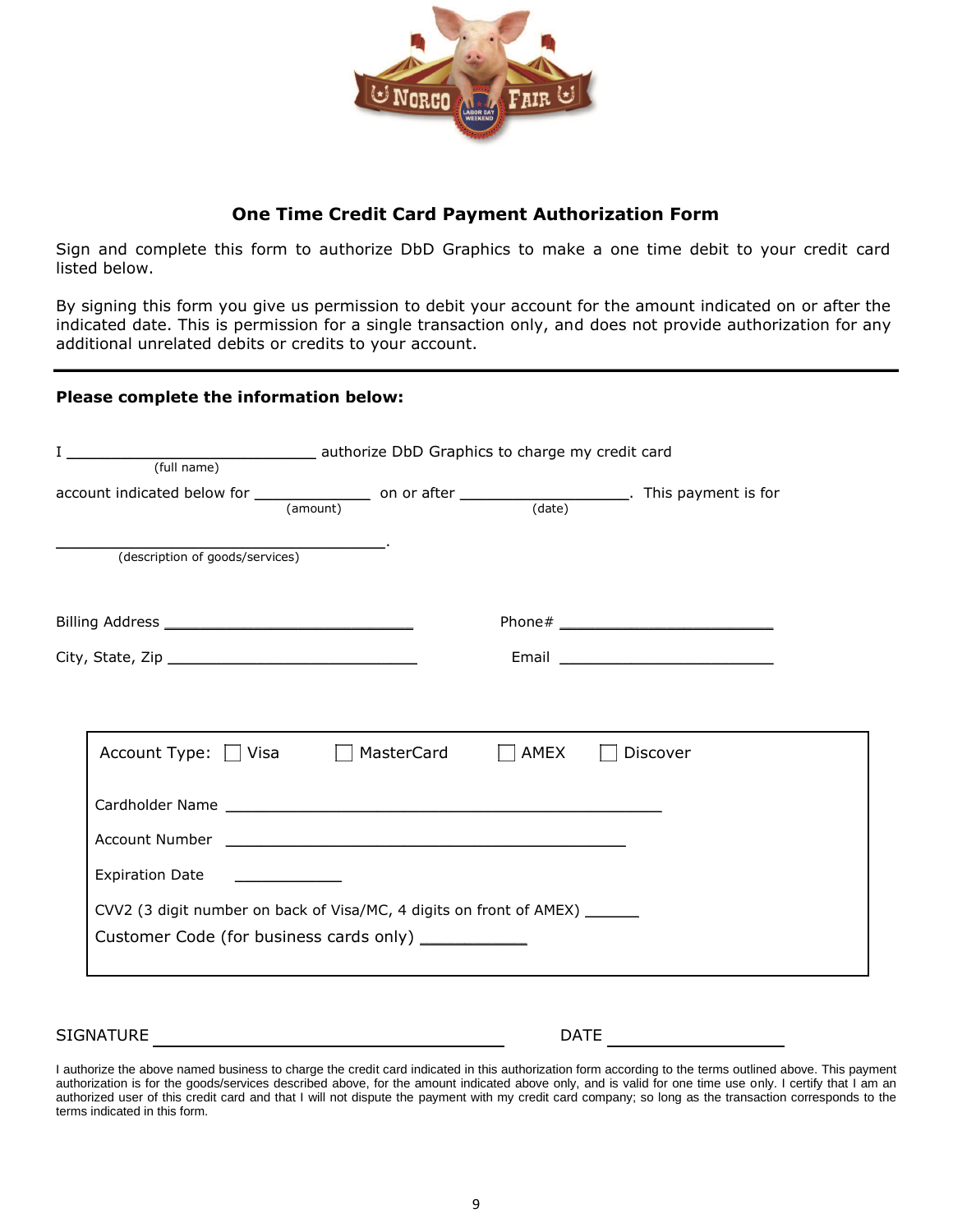## One Time Credit Card Payment Authorization Form

Sign and complete this form to authorize DbD Graphics to make a one time debit to your credit card listed below.

By signing this form you give us permission to debit your account for the amount indicated on or after the indicated date. This is permission for a single transaction only, and does not provide authorization for any additional unrelated debits or credits to your account.

---

**Please complete the information below:**

I ____________________________ authorize DbD Graphics to charge my credit card
(full name)

account indicated below for _____________ on or after ___________________. This payment is for
(amount) (date)

_____________________________________.
(description of goods/services)

Billing Address ____________________________ Phone# ________________________

City, State, Zip ____________________________ Email ________________________

Account Type: ☐ Visa ☐ MasterCard ☐ AMEX ☐ Discover

Cardholder Name __________________________________________________

Account Number ____________________________________________

Expiration Date ____________

CVV2 (3 digit number on back of Visa/MC, 4 digits on front of AMEX) ______

Customer Code (for business cards only) ___________

SIGNATURE ________________________________________ DATE ____________________

I authorize the above named business to charge the credit card indicated in this authorization form according to the terms outlined above. This payment authorization is for the goods/services described above, for the amount indicated above only, and is valid for one time use only. I certify that I am an authorized user of this credit card and that I will not dispute the payment with my credit card company; so long as the transaction corresponds to the terms indicated in this form.